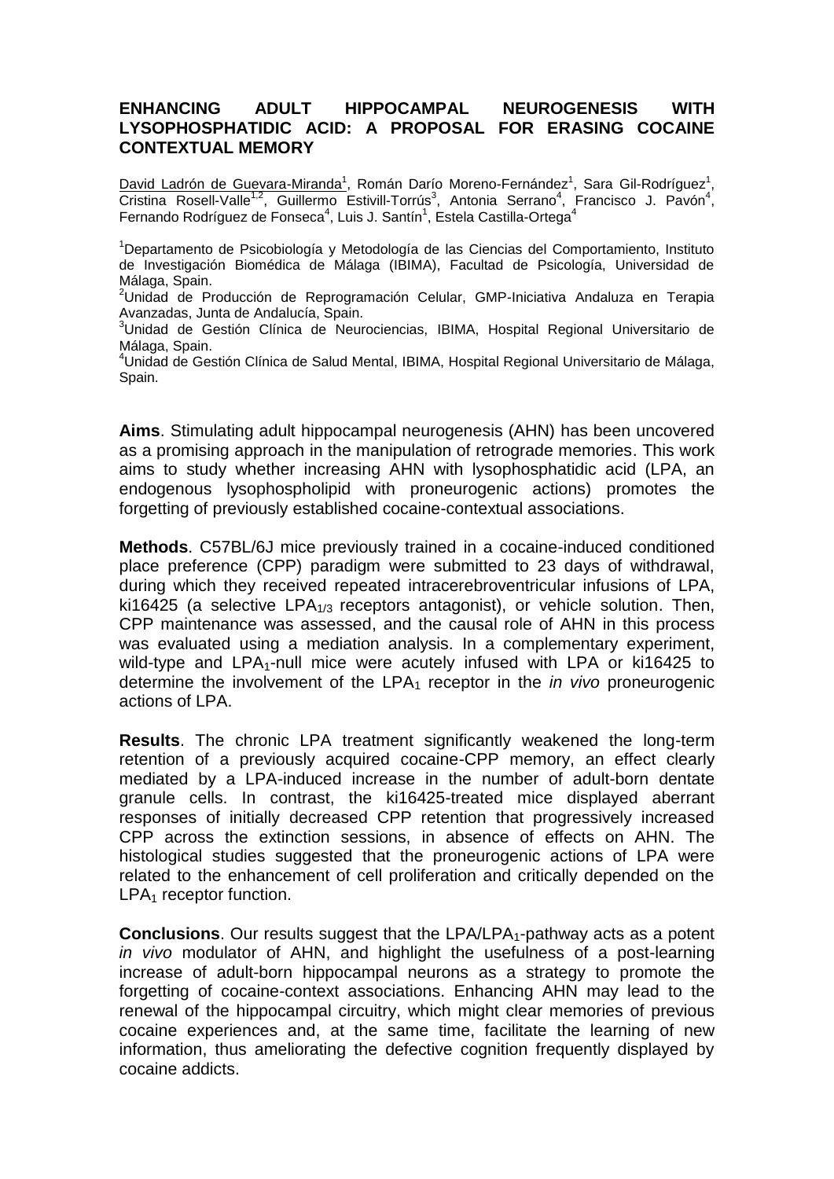# ENHANCING ADULT HIPPOCAMPAL NEUROGENESIS WITH LYSOPHOSPHATIDIC ACID: A PROPOSAL FOR ERASING COCAINE CONTEXTUAL MEMORY

David Ladrón de Guevara-Miranda[1], Román Darío Moreno-Fernández[1], Sara Gil-Rodríguez[1], Cristina Rosell-Valle[1,2], Guillermo Estivill-Torrús[3], Antonia Serrano[4], Francisco J. Pavón[4], Fernando Rodríguez de Fonseca[4], Luis J. Santín[1], Estela Castilla-Ortega[4]

[1]Departamento de Psicobiología y Metodología de las Ciencias del Comportamiento, Instituto de Investigación Biomédica de Málaga (IBIMA), Facultad de Psicología, Universidad de Málaga, Spain.
[2]Unidad de Producción de Reprogramación Celular, GMP-Iniciativa Andaluza en Terapia Avanzadas, Junta de Andalucía, Spain.
[3]Unidad de Gestión Clínica de Neurociencias, IBIMA, Hospital Regional Universitario de Málaga, Spain.
[4]Unidad de Gestión Clínica de Salud Mental, IBIMA, Hospital Regional Universitario de Málaga, Spain.

**Aims**. Stimulating adult hippocampal neurogenesis (AHN) has been uncovered as a promising approach in the manipulation of retrograde memories. This work aims to study whether increasing AHN with lysophosphatidic acid (LPA, an endogenous lysophospholipid with proneurogenic actions) promotes the forgetting of previously established cocaine-contextual associations.

**Methods**. C57BL/6J mice previously trained in a cocaine-induced conditioned place preference (CPP) paradigm were submitted to 23 days of withdrawal, during which they received repeated intracerebroventricular infusions of LPA, ki16425 (a selective $LPA_{1/3}$ receptors antagonist), or vehicle solution. Then, CPP maintenance was assessed, and the causal role of AHN in this process was evaluated using a mediation analysis. In a complementary experiment, wild-type and $LPA_1$-null mice were acutely infused with LPA or ki16425 to determine the involvement of the $LPA_1$ receptor in the *in vivo* proneurogenic actions of LPA.

**Results**. The chronic LPA treatment significantly weakened the long-term retention of a previously acquired cocaine-CPP memory, an effect clearly mediated by a LPA-induced increase in the number of adult-born dentate granule cells. In contrast, the ki16425-treated mice displayed aberrant responses of initially decreased CPP retention that progressively increased CPP across the extinction sessions, in absence of effects on AHN. The histological studies suggested that the proneurogenic actions of LPA were related to the enhancement of cell proliferation and critically depended on the $LPA_1$ receptor function.

**Conclusions**. Our results suggest that the LPA/$LPA_1$-pathway acts as a potent *in vivo* modulator of AHN, and highlight the usefulness of a post-learning increase of adult-born hippocampal neurons as a strategy to promote the forgetting of cocaine-context associations. Enhancing AHN may lead to the renewal of the hippocampal circuitry, which might clear memories of previous cocaine experiences and, at the same time, facilitate the learning of new information, thus ameliorating the defective cognition frequently displayed by cocaine addicts.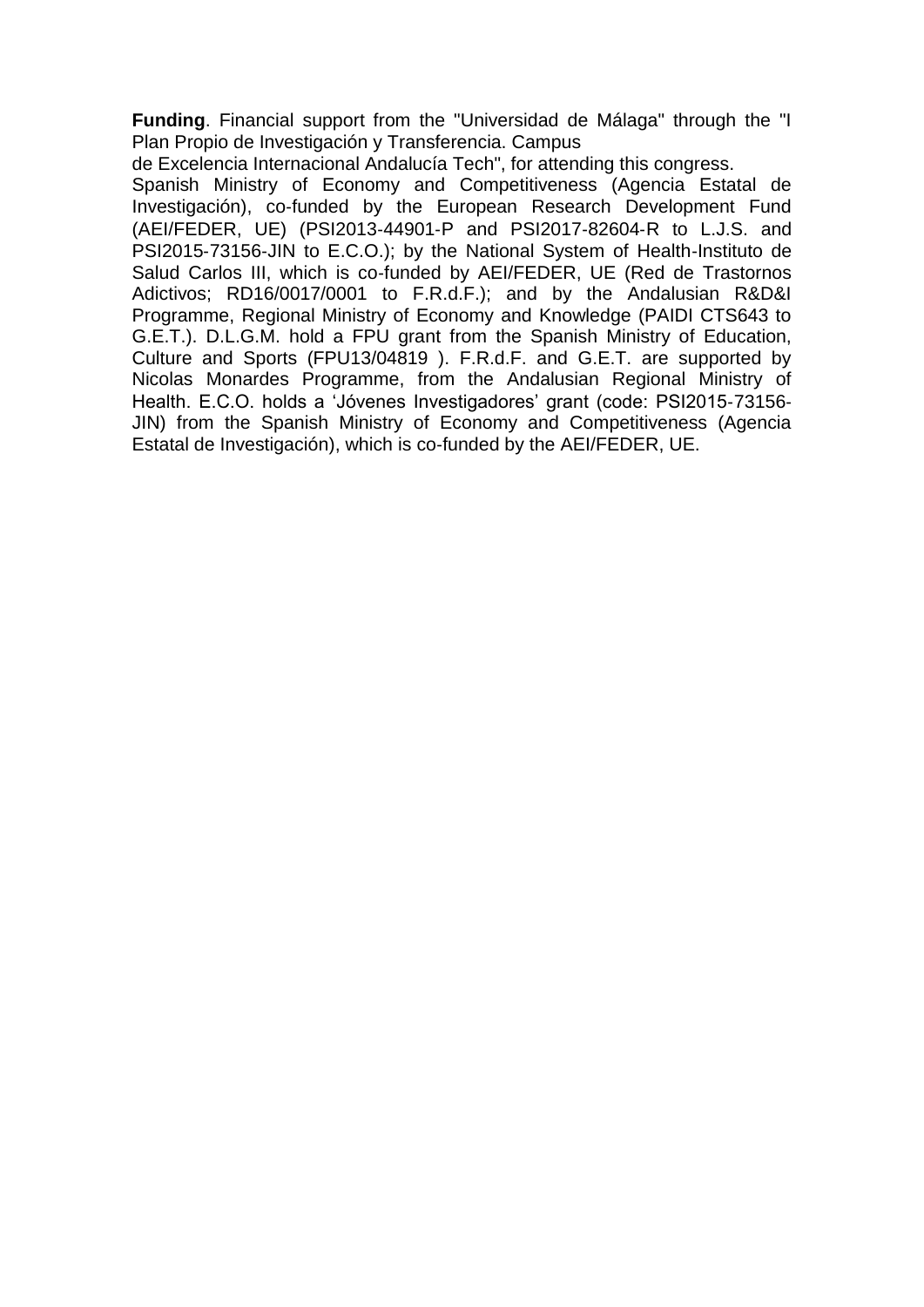**Funding**. Financial support from the "Universidad de Málaga" through the "I Plan Propio de Investigación y Transferencia. Campus de Excelencia Internacional Andalucía Tech", for attending this congress.

Spanish Ministry of Economy and Competitiveness (Agencia Estatal de Investigación), co-funded by the European Research Development Fund (AEI/FEDER, UE) (PSI2013-44901-P and PSI2017-82604-R to L.J.S. and PSI2015-73156-JIN to E.C.O.); by the National System of Health-Instituto de Salud Carlos III, which is co-funded by AEI/FEDER, UE (Red de Trastornos Adictivos; RD16/0017/0001 to F.R.d.F.); and by the Andalusian R&D&I Programme, Regional Ministry of Economy and Knowledge (PAIDI CTS643 to G.E.T.). D.L.G.M. hold a FPU grant from the Spanish Ministry of Education, Culture and Sports (FPU13/04819 ). F.R.d.F. and G.E.T. are supported by Nicolas Monardes Programme, from the Andalusian Regional Ministry of Health. E.C.O. holds a 'Jóvenes Investigadores' grant (code: PSI2015-73156-JIN) from the Spanish Ministry of Economy and Competitiveness (Agencia Estatal de Investigación), which is co-funded by the AEI/FEDER, UE.